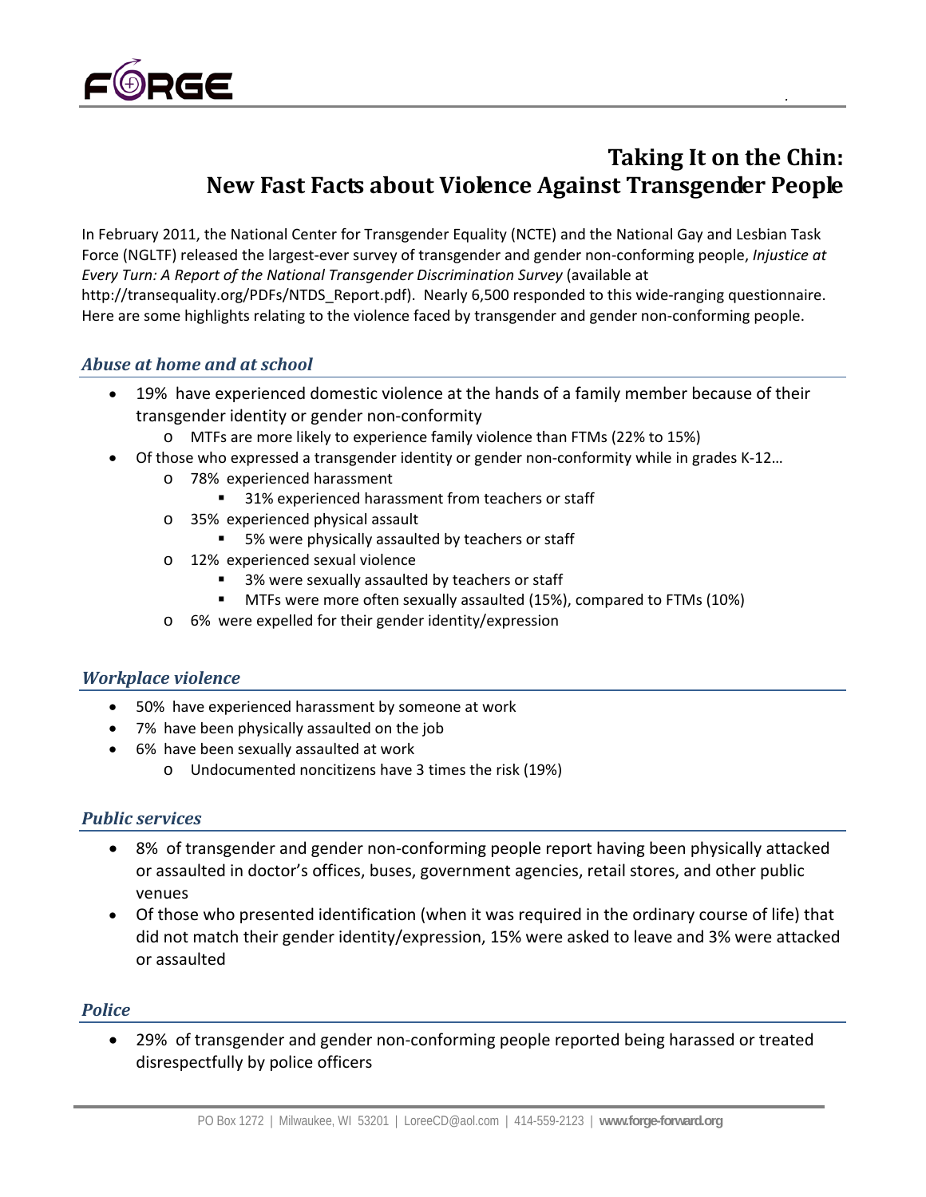# Taking It on the Chin: New Fast Facts about Violence Against Transgender People

In February 2011, the National Center for Transgender Equality (NCTE) and the National Gay and Lesbian Task Force (NGLTF) released the largest-ever survey of transgender and gender non-conforming people, *Injustice at Every Turn: A Report of the National Transgender Discrimination Survey* (available at http://transequality.org/PDFs/NTDS_Report.pdf). Nearly 6,500 responded to this wide-ranging questionnaire. Here are some highlights relating to the violence faced by transgender and gender non-conforming people.

## *Abuse at home and at school*

- 19% have experienced domestic violence at the hands of a family member because of their transgender identity or gender non-conformity
  - MTFs are more likely to experience family violence than FTMs (22% to 15%)
- Of those who expressed a transgender identity or gender non-conformity while in grades K-12…
  - 78% experienced harassment
    - 31% experienced harassment from teachers or staff
  - 35% experienced physical assault
    - 5% were physically assaulted by teachers or staff
  - 12% experienced sexual violence
    - 3% were sexually assaulted by teachers or staff
    - MTFs were more often sexually assaulted (15%), compared to FTMs (10%)
  - 6% were expelled for their gender identity/expression

## *Workplace violence*

- 50% have experienced harassment by someone at work
- 7% have been physically assaulted on the job
- 6% have been sexually assaulted at work
  - Undocumented noncitizens have 3 times the risk (19%)

## *Public services*

- 8% of transgender and gender non-conforming people report having been physically attacked or assaulted in doctor's offices, buses, government agencies, retail stores, and other public venues
- Of those who presented identification (when it was required in the ordinary course of life) that did not match their gender identity/expression, 15% were asked to leave and 3% were attacked or assaulted

## *Police*

- 29% of transgender and gender non-conforming people reported being harassed or treated disrespectfully by police officers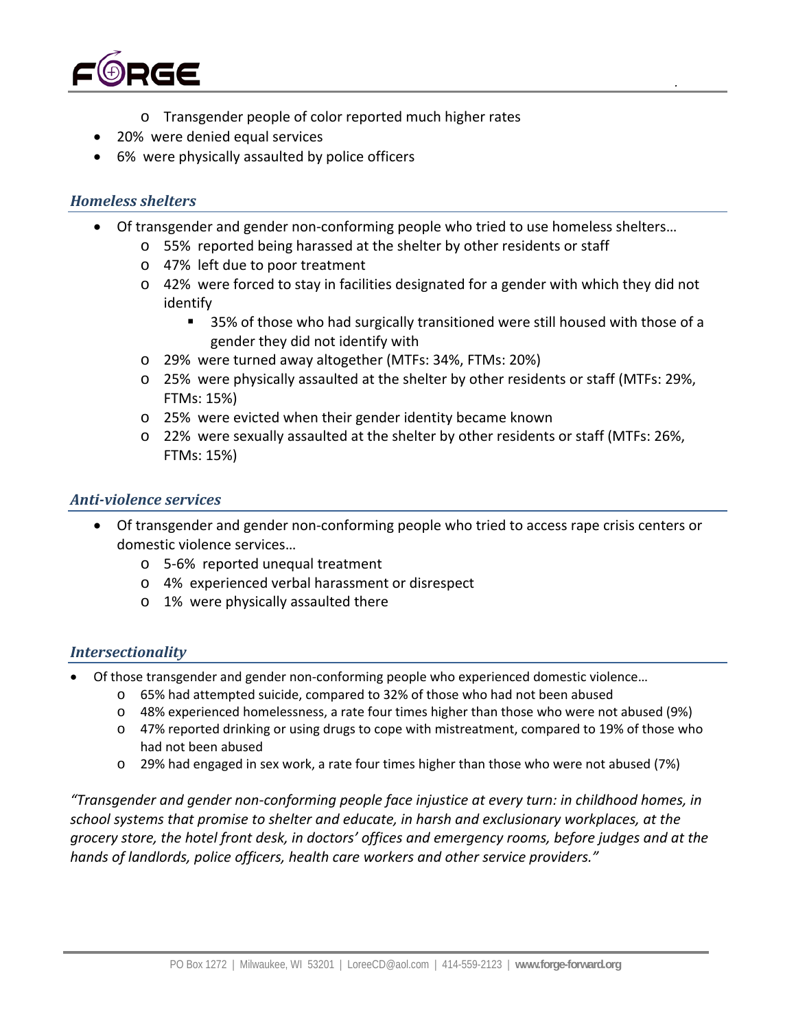- Transgender people of color reported much higher rates
- 20% were denied equal services
- 6% were physically assaulted by police officers

### *Homeless shelters*

- Of transgender and gender non-conforming people who tried to use homeless shelters…
  - 55% reported being harassed at the shelter by other residents or staff
  - 47% left due to poor treatment
  - 42% were forced to stay in facilities designated for a gender with which they did not identify
    - 35% of those who had surgically transitioned were still housed with those of a gender they did not identify with
  - 29% were turned away altogether (MTFs: 34%, FTMs: 20%)
  - 25% were physically assaulted at the shelter by other residents or staff (MTFs: 29%, FTMs: 15%)
  - 25% were evicted when their gender identity became known
  - 22% were sexually assaulted at the shelter by other residents or staff (MTFs: 26%, FTMs: 15%)

### *Anti-violence services*

- Of transgender and gender non-conforming people who tried to access rape crisis centers or domestic violence services…
  - 5-6% reported unequal treatment
  - 4% experienced verbal harassment or disrespect
  - 1% were physically assaulted there

### *Intersectionality*

- Of those transgender and gender non-conforming people who experienced domestic violence…
  - 65% had attempted suicide, compared to 32% of those who had not been abused
  - 48% experienced homelessness, a rate four times higher than those who were not abused (9%)
  - 47% reported drinking or using drugs to cope with mistreatment, compared to 19% of those who had not been abused
  - 29% had engaged in sex work, a rate four times higher than those who were not abused (7%)

*"Transgender and gender non-conforming people face injustice at every turn: in childhood homes, in school systems that promise to shelter and educate, in harsh and exclusionary workplaces, at the grocery store, the hotel front desk, in doctors' offices and emergency rooms, before judges and at the hands of landlords, police officers, health care workers and other service providers."*